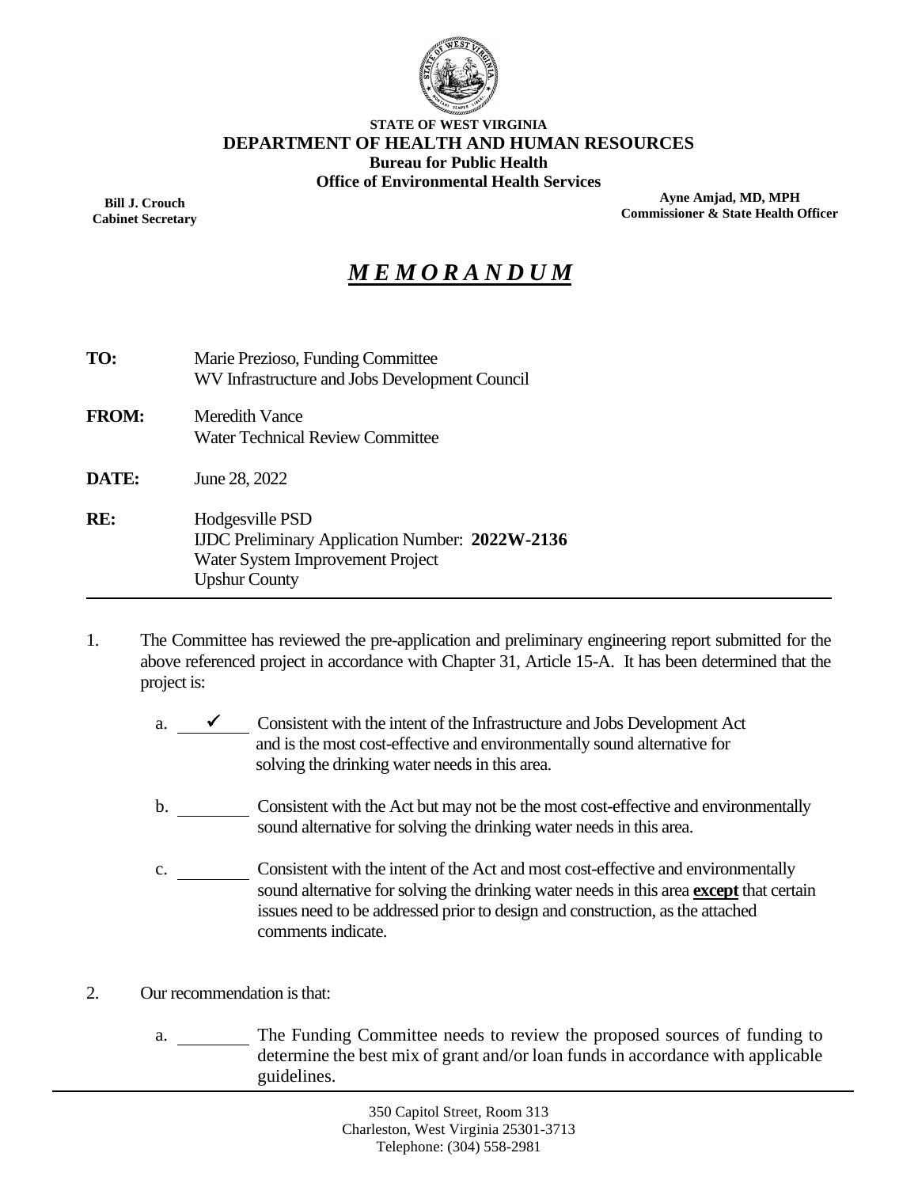STATE OF WEST VIRGINIA
**DEPARTMENT OF HEALTH AND HUMAN RESOURCES**
**Bureau for Public Health**
**Office of Environmental Health Services**

**Bill J. Crouch**
**Cabinet Secretary**

**Ayne Amjad, MD, MPH**
**Commissioner & State Health Officer**

# *MEMORANDUM*

**TO:** Marie Prezioso, Funding Committee
WV Infrastructure and Jobs Development Council

**FROM:** Meredith Vance
Water Technical Review Committee

**DATE:** June 28, 2022

**RE:** Hodgesville PSD
IJDC Preliminary Application Number: **2022W-2136**
Water System Improvement Project
Upshur County

---

1. The Committee has reviewed the pre-application and preliminary engineering report submitted for the above referenced project in accordance with Chapter 31, Article 15-A. It has been determined that the project is:

   a. \_\_✓\_\_ Consistent with the intent of the Infrastructure and Jobs Development Act and is the most cost-effective and environmentally sound alternative for solving the drinking water needs in this area.

   b. \_\_\_\_\_\_ Consistent with the Act but may not be the most cost-effective and environmentally sound alternative for solving the drinking water needs in this area.

   c. \_\_\_\_\_\_ Consistent with the intent of the Act and most cost-effective and environmentally sound alternative for solving the drinking water needs in this area **except** that certain issues need to be addressed prior to design and construction, as the attached comments indicate.

2. Our recommendation is that:

   a. \_\_\_\_\_\_ The Funding Committee needs to review the proposed sources of funding to determine the best mix of grant and/or loan funds in accordance with applicable guidelines.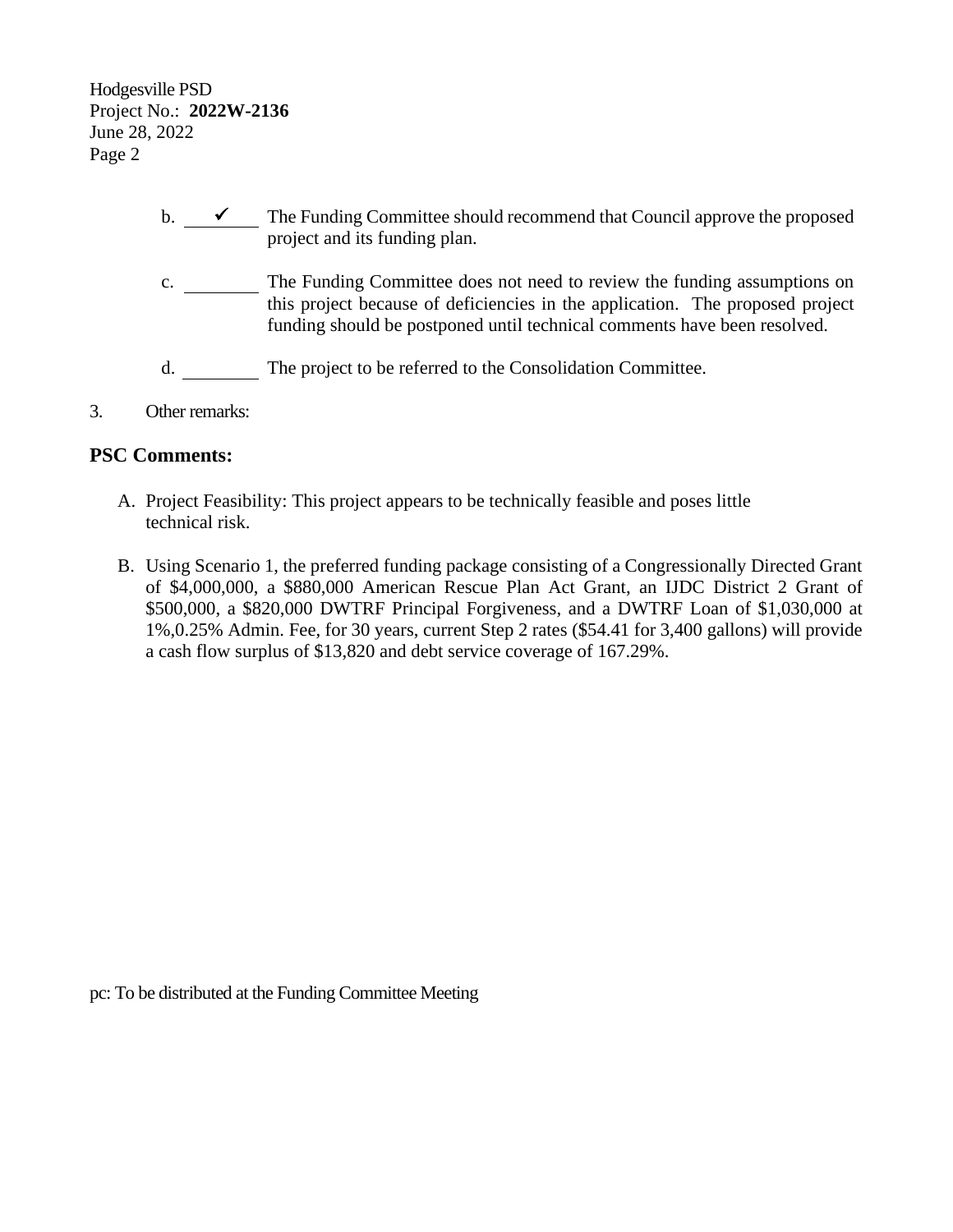b. ✓ The Funding Committee should recommend that Council approve the proposed project and its funding plan.

c. \_\_\_\_\_ The Funding Committee does not need to review the funding assumptions on this project because of deficiencies in the application. The proposed project funding should be postponed until technical comments have been resolved.

d. \_\_\_\_\_ The project to be referred to the Consolidation Committee.

3. Other remarks:

## PSC Comments:

A. Project Feasibility: This project appears to be technically feasible and poses little technical risk.

B. Using Scenario 1, the preferred funding package consisting of a Congressionally Directed Grant of $4,000,000, a $880,000 American Rescue Plan Act Grant, an IJDC District 2 Grant of $500,000, a $820,000 DWTRF Principal Forgiveness, and a DWTRF Loan of $1,030,000 at 1%,0.25% Admin. Fee, for 30 years, current Step 2 rates ($54.41 for 3,400 gallons) will provide a cash flow surplus of $13,820 and debt service coverage of 167.29%.

pc: To be distributed at the Funding Committee Meeting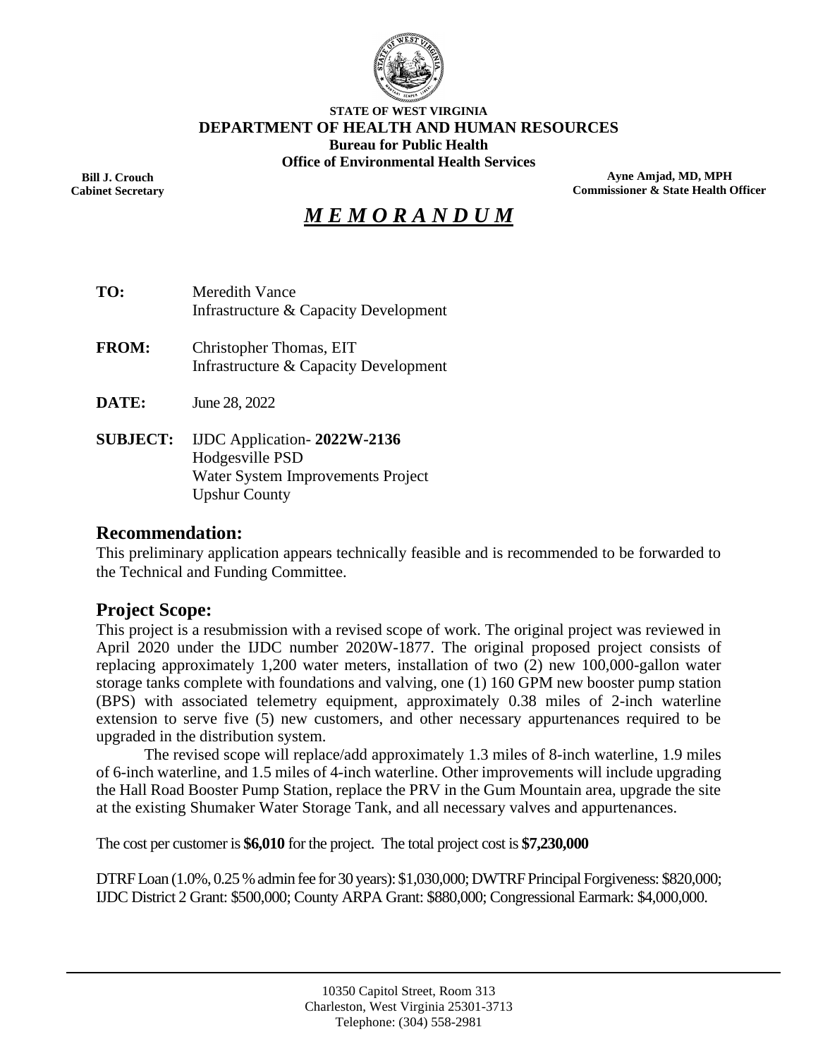**STATE OF WEST VIRGINIA**
**DEPARTMENT OF HEALTH AND HUMAN RESOURCES**
**Bureau for Public Health**
**Office of Environmental Health Services**

**Bill J. Crouch**
**Cabinet Secretary**

**Ayne Amjad, MD, MPH**
**Commissioner & State Health Officer**

# *M E M O R A N D U M*

**TO:** Meredith Vance
Infrastructure & Capacity Development

**FROM:** Christopher Thomas, EIT
Infrastructure & Capacity Development

**DATE:** June 28, 2022

**SUBJECT:** IJDC Application- **2022W-2136**
Hodgesville PSD
Water System Improvements Project
Upshur County

## Recommendation:

This preliminary application appears technically feasible and is recommended to be forwarded to the Technical and Funding Committee.

## Project Scope:

This project is a resubmission with a revised scope of work. The original project was reviewed in April 2020 under the IJDC number 2020W-1877. The original proposed project consists of replacing approximately 1,200 water meters, installation of two (2) new 100,000-gallon water storage tanks complete with foundations and valving, one (1) 160 GPM new booster pump station (BPS) with associated telemetry equipment, approximately 0.38 miles of 2-inch waterline extension to serve five (5) new customers, and other necessary appurtenances required to be upgraded in the distribution system.

The revised scope will replace/add approximately 1.3 miles of 8-inch waterline, 1.9 miles of 6-inch waterline, and 1.5 miles of 4-inch waterline. Other improvements will include upgrading the Hall Road Booster Pump Station, replace the PRV in the Gum Mountain area, upgrade the site at the existing Shumaker Water Storage Tank, and all necessary valves and appurtenances.

The cost per customer is **$6,010** for the project. The total project cost is **$7,230,000**

DTRF Loan (1.0%, 0.25 % admin fee for 30 years): $1,030,000; DWTRF Principal Forgiveness: $820,000; IJDC District 2 Grant: $500,000; County ARPA Grant: $880,000; Congressional Earmark: $4,000,000.

10350 Capitol Street, Room 313
Charleston, West Virginia 25301-3713
Telephone: (304) 558-2981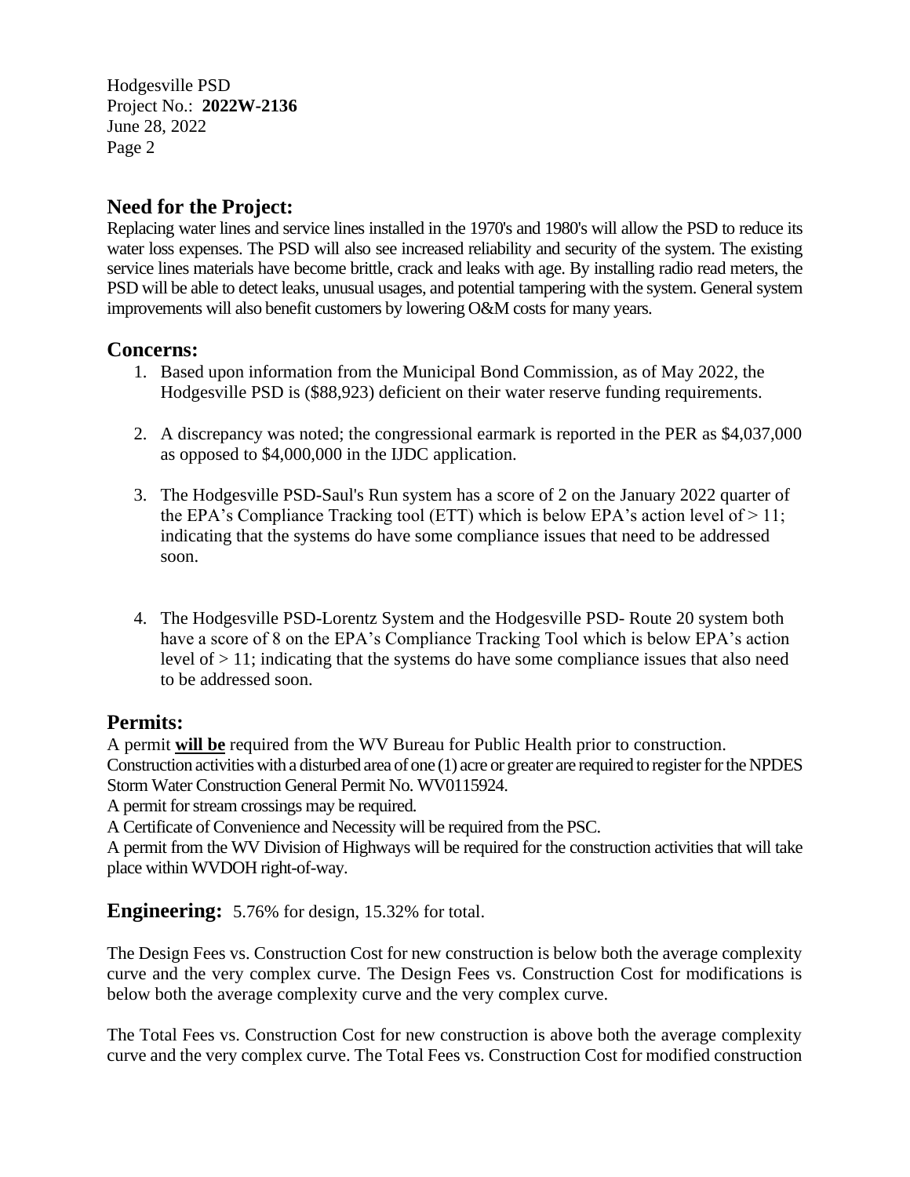## Need for the Project:

Replacing water lines and service lines installed in the 1970's and 1980's will allow the PSD to reduce its water loss expenses. The PSD will also see increased reliability and security of the system. The existing service lines materials have become brittle, crack and leaks with age. By installing radio read meters, the PSD will be able to detect leaks, unusual usages, and potential tampering with the system. General system improvements will also benefit customers by lowering O&M costs for many years.

## Concerns:

1. Based upon information from the Municipal Bond Commission, as of May 2022, the Hodgesville PSD is ($88,923) deficient on their water reserve funding requirements.

2. A discrepancy was noted; the congressional earmark is reported in the PER as $4,037,000 as opposed to $4,000,000 in the IJDC application.

3. The Hodgesville PSD-Saul's Run system has a score of 2 on the January 2022 quarter of the EPA's Compliance Tracking tool (ETT) which is below EPA's action level of > 11; indicating that the systems do have some compliance issues that need to be addressed soon.

4. The Hodgesville PSD-Lorentz System and the Hodgesville PSD- Route 20 system both have a score of 8 on the EPA's Compliance Tracking Tool which is below EPA's action level of > 11; indicating that the systems do have some compliance issues that also need to be addressed soon.

## Permits:

A permit **will be** required from the WV Bureau for Public Health prior to construction.
Construction activities with a disturbed area of one (1) acre or greater are required to register for the NPDES Storm Water Construction General Permit No. WV0115924.
A permit for stream crossings may be required.
A Certificate of Convenience and Necessity will be required from the PSC.
A permit from the WV Division of Highways will be required for the construction activities that will take place within WVDOH right-of-way.

## Engineering: 5.76% for design, 15.32% for total.

The Design Fees vs. Construction Cost for new construction is below both the average complexity curve and the very complex curve. The Design Fees vs. Construction Cost for modifications is below both the average complexity curve and the very complex curve.

The Total Fees vs. Construction Cost for new construction is above both the average complexity curve and the very complex curve. The Total Fees vs. Construction Cost for modified construction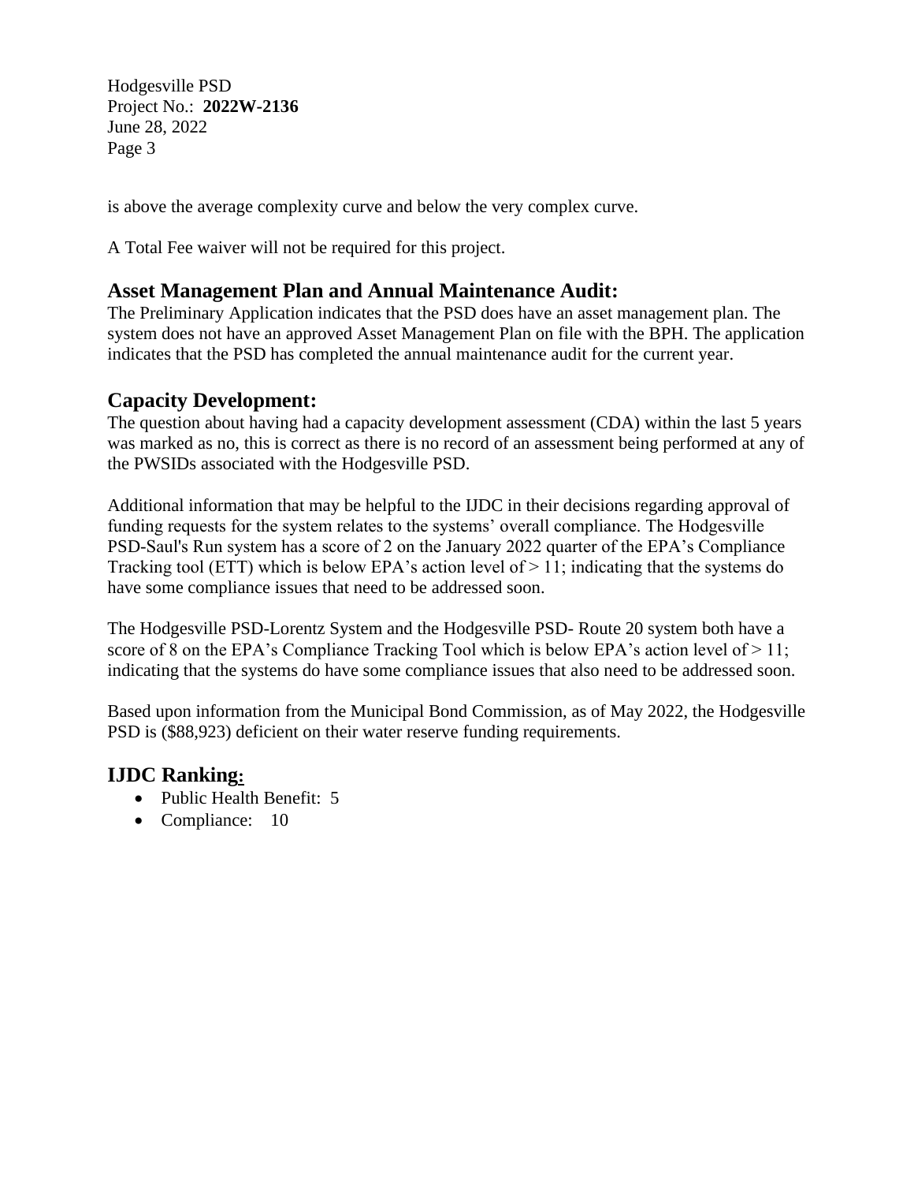is above the average complexity curve and below the very complex curve.

A Total Fee waiver will not be required for this project.

## Asset Management Plan and Annual Maintenance Audit:

The Preliminary Application indicates that the PSD does have an asset management plan. The system does not have an approved Asset Management Plan on file with the BPH. The application indicates that the PSD has completed the annual maintenance audit for the current year.

## Capacity Development:

The question about having had a capacity development assessment (CDA) within the last 5 years was marked as no, this is correct as there is no record of an assessment being performed at any of the PWSIDs associated with the Hodgesville PSD.

Additional information that may be helpful to the IJDC in their decisions regarding approval of funding requests for the system relates to the systems' overall compliance. The Hodgesville PSD-Saul's Run system has a score of 2 on the January 2022 quarter of the EPA's Compliance Tracking tool (ETT) which is below EPA's action level of > 11; indicating that the systems do have some compliance issues that need to be addressed soon.

The Hodgesville PSD-Lorentz System and the Hodgesville PSD- Route 20 system both have a score of 8 on the EPA's Compliance Tracking Tool which is below EPA's action level of > 11; indicating that the systems do have some compliance issues that also need to be addressed soon.

Based upon information from the Municipal Bond Commission, as of May 2022, the Hodgesville PSD is ($88,923) deficient on their water reserve funding requirements.

## IJDC Ranking:

- Public Health Benefit: 5
- Compliance: 10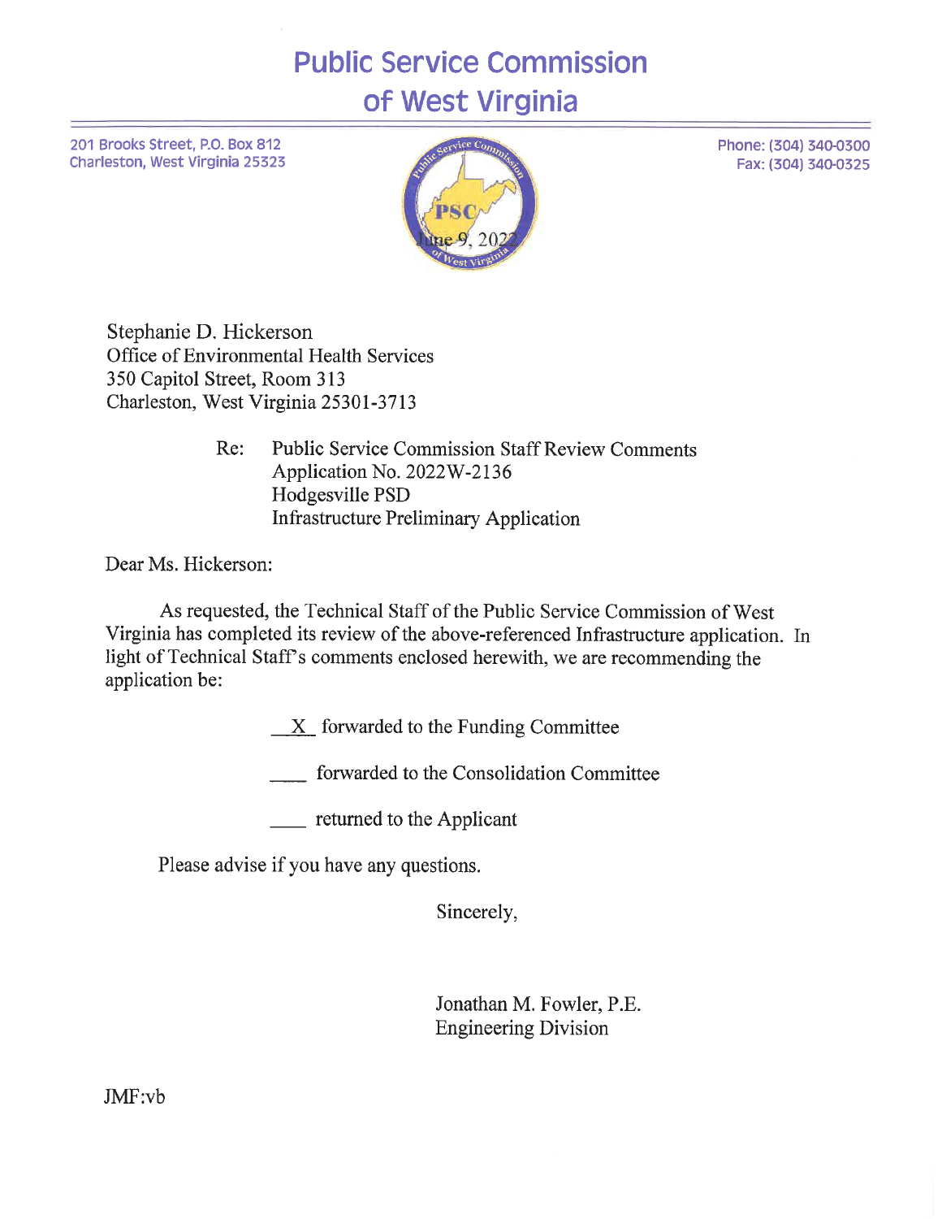# Public Service Commission of West Virginia

201 Brooks Street, P.O. Box 812
Charleston, West Virginia 25323

Phone: (304) 340-0300
Fax: (304) 340-0325

June 9, 2022

Stephanie D. Hickerson
Office of Environmental Health Services
350 Capitol Street, Room 313
Charleston, West Virginia 25301-3713

Re: Public Service Commission Staff Review Comments
Application No. 2022W-2136
Hodgesville PSD
Infrastructure Preliminary Application

Dear Ms. Hickerson:

As requested, the Technical Staff of the Public Service Commission of West Virginia has completed its review of the above-referenced Infrastructure application. In light of Technical Staff's comments enclosed herewith, we are recommending the application be:

\_\_X\_\_ forwarded to the Funding Committee

\_\_\_\_ forwarded to the Consolidation Committee

\_\_\_\_ returned to the Applicant

Please advise if you have any questions.

Sincerely,

Jonathan M. Fowler, P.E.
Engineering Division

JMF:vb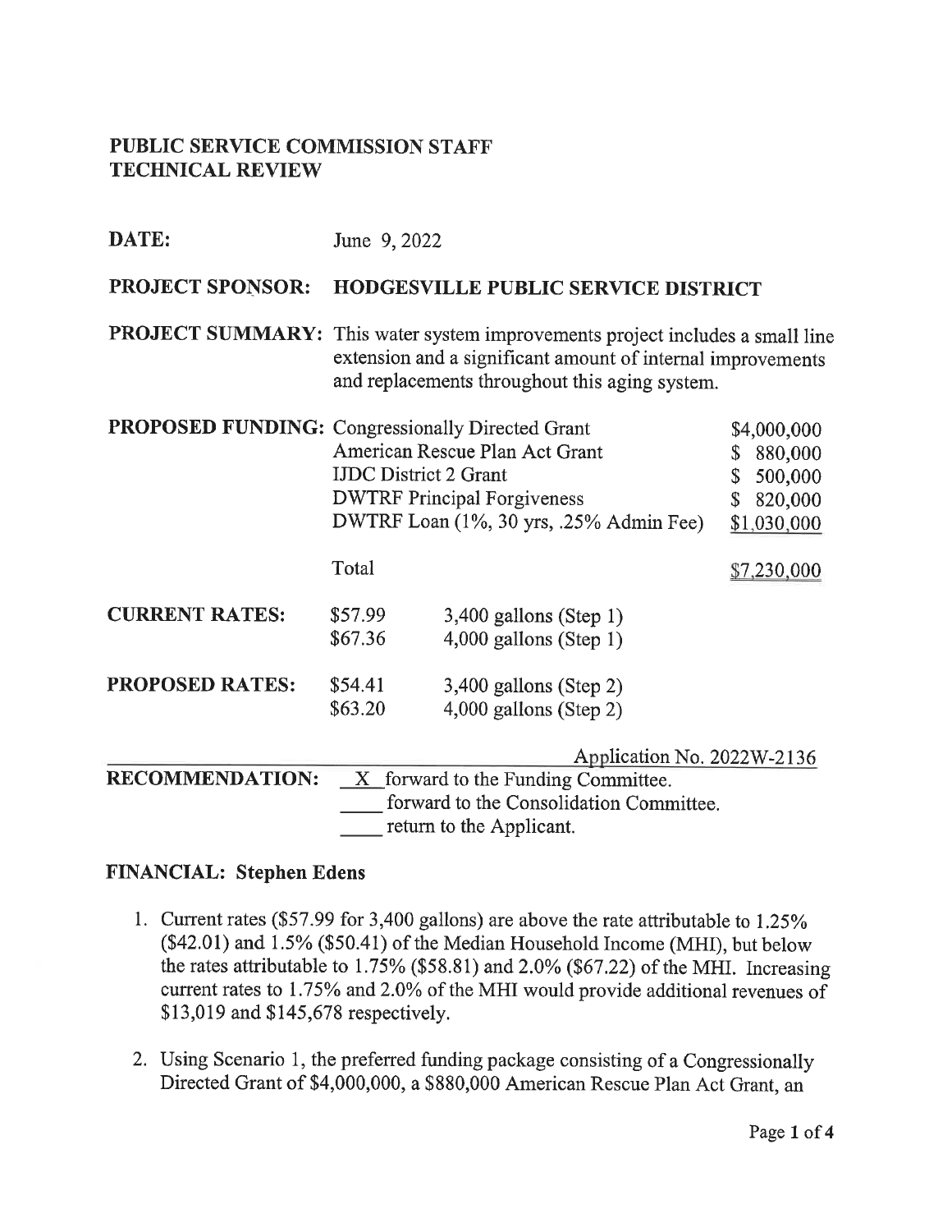**PUBLIC SERVICE COMMISSION STAFF**
**TECHNICAL REVIEW**

**DATE:** June 9, 2022

**PROJECT SPONSOR:** **HODGESVILLE PUBLIC SERVICE DISTRICT**

**PROJECT SUMMARY:** This water system improvements project includes a small line extension and a significant amount of internal improvements and replacements throughout this aging system.

| **PROPOSED FUNDING:** | | |
|---|---|---|
| | Congressionally Directed Grant | $4,000,000 |
| | American Rescue Plan Act Grant | $ 880,000 |
| | IJDC District 2 Grant | $ 500,000 |
| | DWTRF Principal Forgiveness | $ 820,000 |
| | DWTRF Loan (1%, 30 yrs, .25% Admin Fee) | $1,030,000 |
| | Total | $7,230,000 |

| | | |
|---|---|---|
| **CURRENT RATES:** | $57.99 | 3,400 gallons (Step 1) |
| | $67.36 | 4,000 gallons (Step 1) |
| **PROPOSED RATES:** | $54.41 | 3,400 gallons (Step 2) |
| | $63.20 | 4,000 gallons (Step 2) |

Application No. 2022W-2136

**RECOMMENDATION:**
- X forward to the Funding Committee.
- ____ forward to the Consolidation Committee.
- ____ return to the Applicant.

## FINANCIAL: Stephen Edens

1. Current rates ($57.99 for 3,400 gallons) are above the rate attributable to 1.25% ($42.01) and 1.5% ($50.41) of the Median Household Income (MHI), but below the rates attributable to 1.75% ($58.81) and 2.0% ($67.22) of the MHI. Increasing current rates to 1.75% and 2.0% of the MHI would provide additional revenues of $13,019 and $145,678 respectively.

2. Using Scenario 1, the preferred funding package consisting of a Congressionally Directed Grant of $4,000,000, a $880,000 American Rescue Plan Act Grant, an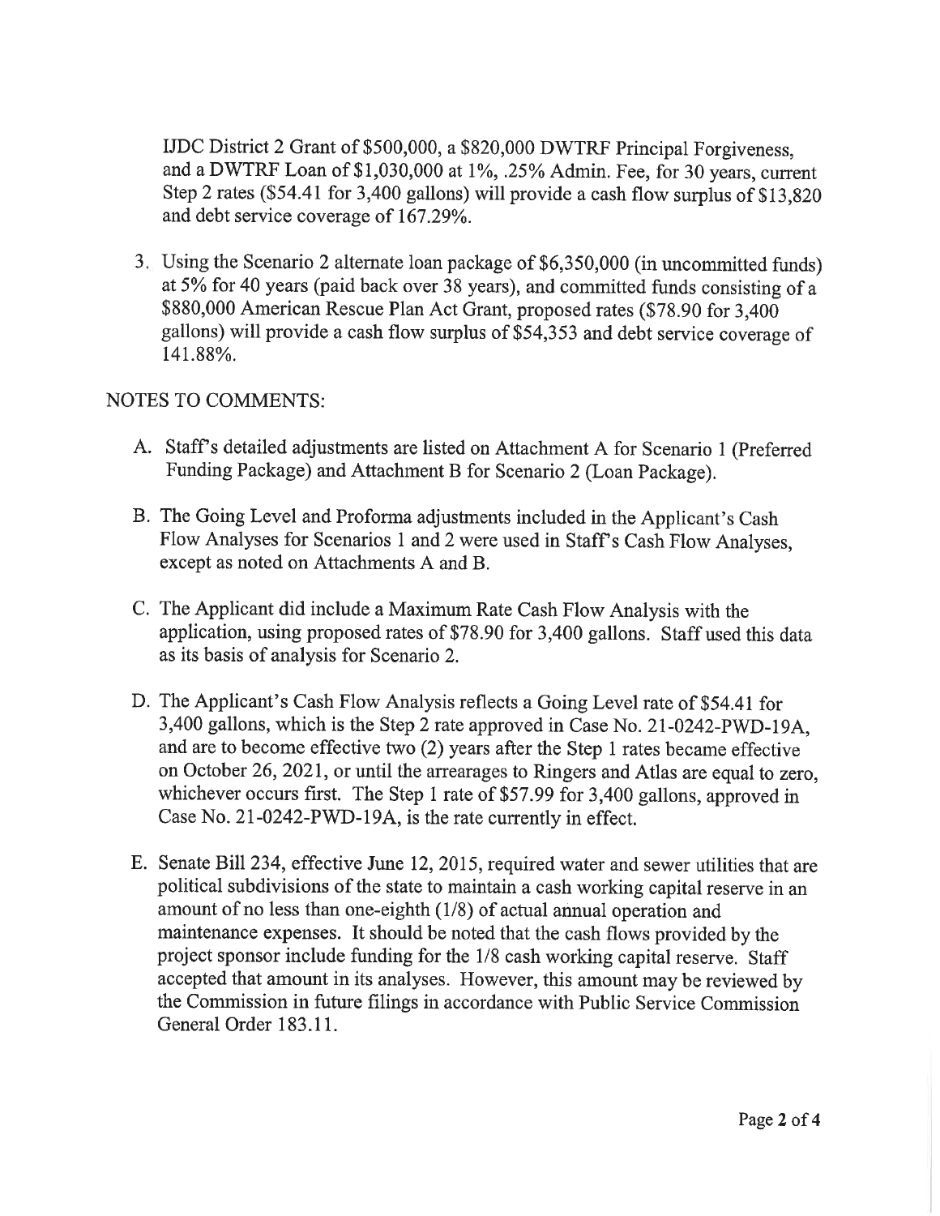IJDC District 2 Grant of $500,000, a $820,000 DWTRF Principal Forgiveness, and a DWTRF Loan of $1,030,000 at 1%, .25% Admin. Fee, for 30 years, current Step 2 rates ($54.41 for 3,400 gallons) will provide a cash flow surplus of $13,820 and debt service coverage of 167.29%.

3. Using the Scenario 2 alternate loan package of $6,350,000 (in uncommitted funds) at 5% for 40 years (paid back over 38 years), and committed funds consisting of a $880,000 American Rescue Plan Act Grant, proposed rates ($78.90 for 3,400 gallons) will provide a cash flow surplus of $54,353 and debt service coverage of 141.88%.

NOTES TO COMMENTS:

A. Staff's detailed adjustments are listed on Attachment A for Scenario 1 (Preferred Funding Package) and Attachment B for Scenario 2 (Loan Package).

B. The Going Level and Proforma adjustments included in the Applicant's Cash Flow Analyses for Scenarios 1 and 2 were used in Staff's Cash Flow Analyses, except as noted on Attachments A and B.

C. The Applicant did include a Maximum Rate Cash Flow Analysis with the application, using proposed rates of $78.90 for 3,400 gallons. Staff used this data as its basis of analysis for Scenario 2.

D. The Applicant's Cash Flow Analysis reflects a Going Level rate of $54.41 for 3,400 gallons, which is the Step 2 rate approved in Case No. 21-0242-PWD-19A, and are to become effective two (2) years after the Step 1 rates became effective on October 26, 2021, or until the arrearages to Ringers and Atlas are equal to zero, whichever occurs first. The Step 1 rate of $57.99 for 3,400 gallons, approved in Case No. 21-0242-PWD-19A, is the rate currently in effect.

E. Senate Bill 234, effective June 12, 2015, required water and sewer utilities that are political subdivisions of the state to maintain a cash working capital reserve in an amount of no less than one-eighth (1/8) of actual annual operation and maintenance expenses. It should be noted that the cash flows provided by the project sponsor include funding for the 1/8 cash working capital reserve. Staff accepted that amount in its analyses. However, this amount may be reviewed by the Commission in future filings in accordance with Public Service Commission General Order 183.11.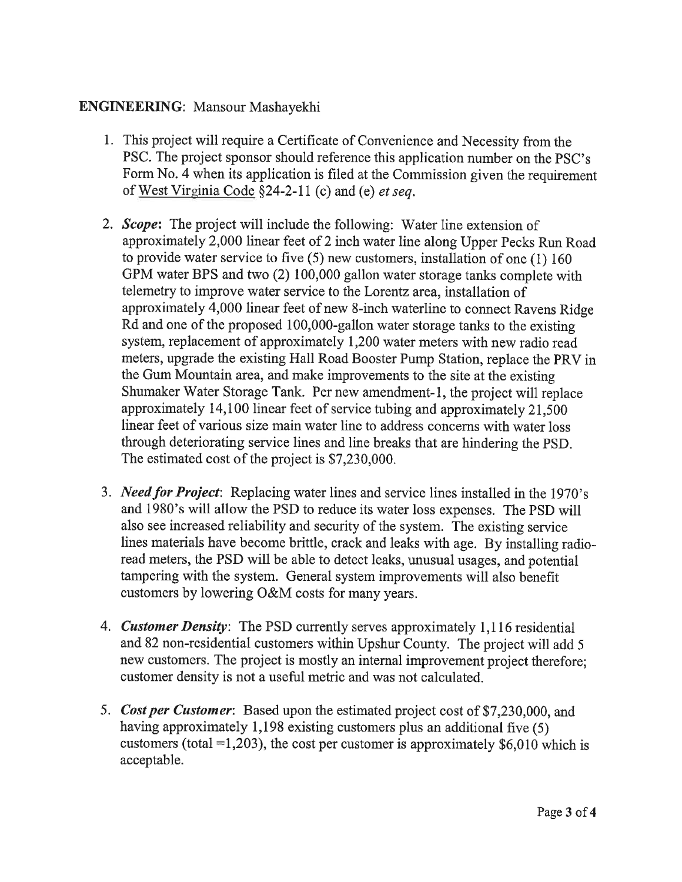**ENGINEERING**: Mansour Mashayekhi

1. This project will require a Certificate of Convenience and Necessity from the PSC. The project sponsor should reference this application number on the PSC's Form No. 4 when its application is filed at the Commission given the requirement of West Virginia Code §24-2-11 (c) and (e) *et seq.*

2. ***Scope***: The project will include the following: Water line extension of approximately 2,000 linear feet of 2 inch water line along Upper Pecks Run Road to provide water service to five (5) new customers, installation of one (1) 160 GPM water BPS and two (2) 100,000 gallon water storage tanks complete with telemetry to improve water service to the Lorentz area, installation of approximately 4,000 linear feet of new 8-inch waterline to connect Ravens Ridge Rd and one of the proposed 100,000-gallon water storage tanks to the existing system, replacement of approximately 1,200 water meters with new radio read meters, upgrade the existing Hall Road Booster Pump Station, replace the PRV in the Gum Mountain area, and make improvements to the site at the existing Shumaker Water Storage Tank. Per new amendment-1, the project will replace approximately 14,100 linear feet of service tubing and approximately 21,500 linear feet of various size main water line to address concerns with water loss through deteriorating service lines and line breaks that are hindering the PSD. The estimated cost of the project is $7,230,000.

3. ***Need for Project***: Replacing water lines and service lines installed in the 1970's and 1980's will allow the PSD to reduce its water loss expenses. The PSD will also see increased reliability and security of the system. The existing service lines materials have become brittle, crack and leaks with age. By installing radio-read meters, the PSD will be able to detect leaks, unusual usages, and potential tampering with the system. General system improvements will also benefit customers by lowering O&M costs for many years.

4. ***Customer Density***: The PSD currently serves approximately 1,116 residential and 82 non-residential customers within Upshur County. The project will add 5 new customers. The project is mostly an internal improvement project therefore; customer density is not a useful metric and was not calculated.

5. ***Cost per Customer***: Based upon the estimated project cost of $7,230,000, and having approximately 1,198 existing customers plus an additional five (5) customers (total =1,203), the cost per customer is approximately $6,010 which is acceptable.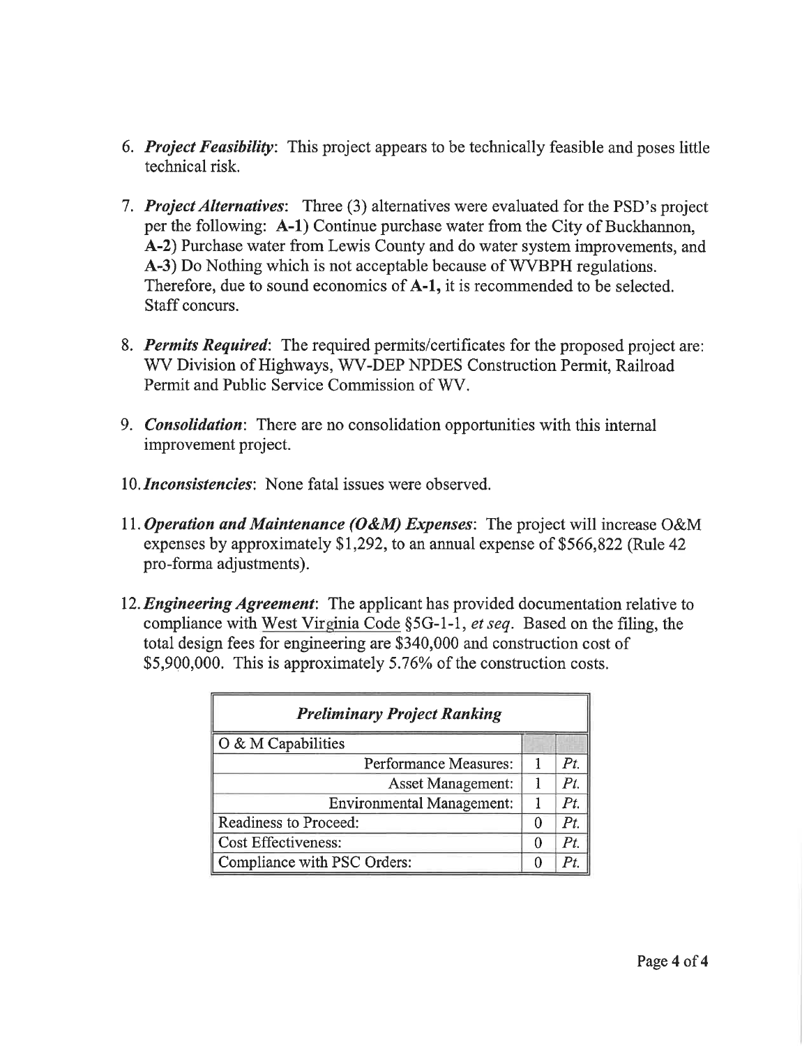6. ***Project Feasibility***: This project appears to be technically feasible and poses little technical risk.

7. ***Project Alternatives***: Three (3) alternatives were evaluated for the PSD's project per the following: **A-1)** Continue purchase water from the City of Buckhannon, **A-2)** Purchase water from Lewis County and do water system improvements, and **A-3)** Do Nothing which is not acceptable because of WVBPH regulations. Therefore, due to sound economics of **A-1,** it is recommended to be selected. Staff concurs.

8. ***Permits Required***: The required permits/certificates for the proposed project are: WV Division of Highways, WV-DEP NPDES Construction Permit, Railroad Permit and Public Service Commission of WV.

9. ***Consolidation***: There are no consolidation opportunities with this internal improvement project.

10. ***Inconsistencies***: None fatal issues were observed.

11. ***Operation and Maintenance (O&M) Expenses***: The project will increase O&M expenses by approximately $1,292, to an annual expense of $566,822 (Rule 42 pro-forma adjustments).

12. ***Engineering Agreement***: The applicant has provided documentation relative to compliance with West Virginia Code §5G-1-1, *et seq*. Based on the filing, the total design fees for engineering are $340,000 and construction cost of $5,900,000. This is approximately 5.76% of the construction costs.

| ***Preliminary Project Ranking*** | | |
|---|---|---|
| O & M Capabilities | | |
| Performance Measures: | 1 | *Pt.* |
| Asset Management: | 1 | *Pt.* |
| Environmental Management: | 1 | *Pt.* |
| Readiness to Proceed: | 0 | *Pt.* |
| Cost Effectiveness: | 0 | *Pt.* |
| Compliance with PSC Orders: | 0 | *Pt.* |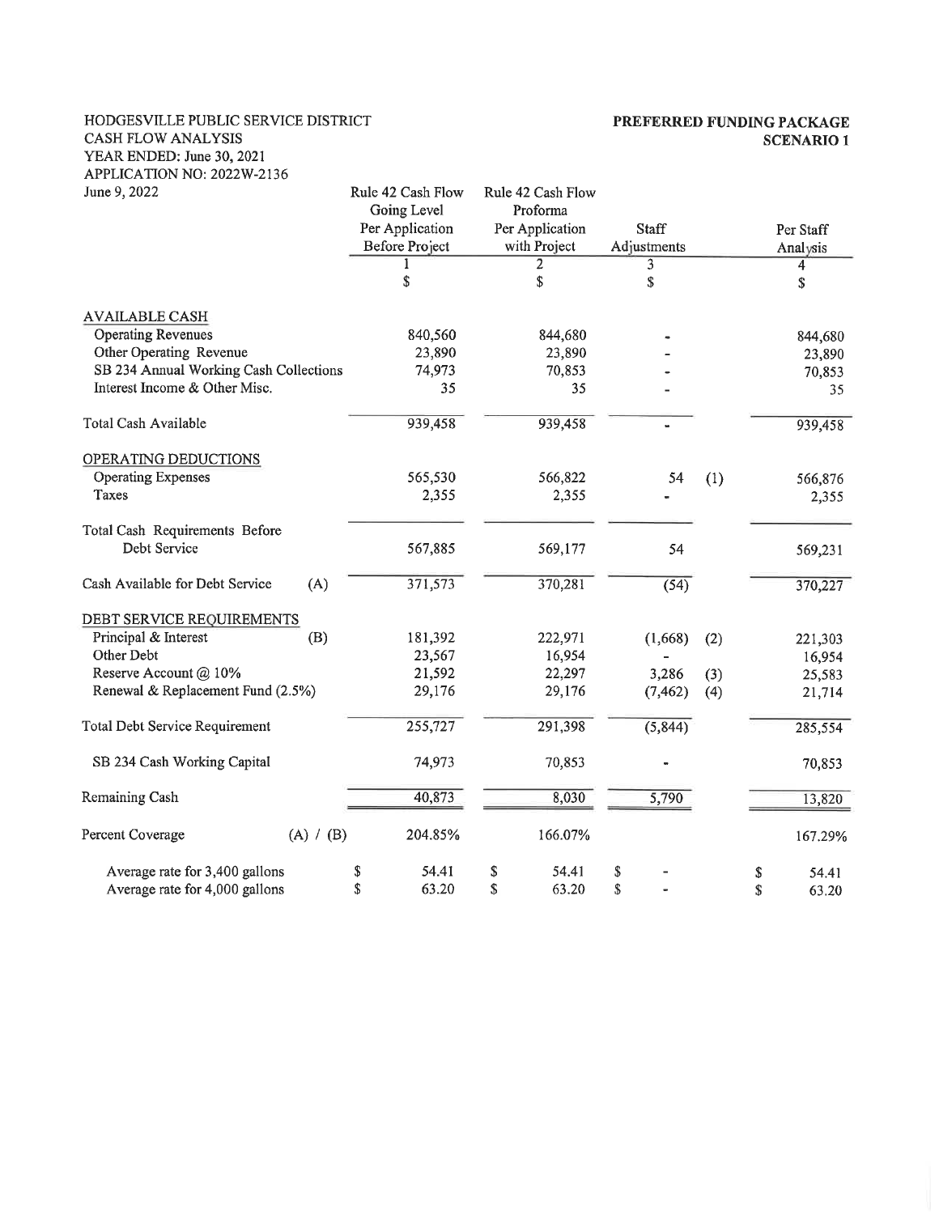HODGESVILLE PUBLIC SERVICE DISTRICT
CASH FLOW ANALYSIS
YEAR ENDED: June 30, 2021
APPLICATION NO: 2022W-2136
June 9, 2022

**PREFERRED FUNDING PACKAGE**
**SCENARIO 1**

| | | Rule 42 Cash Flow Going Level Per Application Before Project | Rule 42 Cash Flow Proforma Per Application with Project | Staff Adjustments | | Per Staff Analysis |
|---|---|---|---|---|---|---|
| | | 1 | 2 | 3 | | 4 |
| | | $ | $ | $ | | $ |
| AVAILABLE CASH | | | | | | |
| Operating Revenues | | 840,560 | 844,680 | - | | 844,680 |
| Other Operating Revenue | | 23,890 | 23,890 | - | | 23,890 |
| SB 234 Annual Working Cash Collections | | 74,973 | 70,853 | - | | 70,853 |
| Interest Income & Other Misc. | | 35 | 35 | - | | 35 |
| Total Cash Available | | 939,458 | 939,458 | - | | 939,458 |
| OPERATING DEDUCTIONS | | | | | | |
| Operating Expenses | | 565,530 | 566,822 | 54 | (1) | 566,876 |
| Taxes | | 2,355 | 2,355 | - | | 2,355 |
| Total Cash Requirements Before Debt Service | | 567,885 | 569,177 | 54 | | 569,231 |
| Cash Available for Debt Service | (A) | 371,573 | 370,281 | (54) | | 370,227 |
| DEBT SERVICE REQUIREMENTS | | | | | | |
| Principal & Interest | (B) | 181,392 | 222,971 | (1,668) | (2) | 221,303 |
| Other Debt | | 23,567 | 16,954 | - | | 16,954 |
| Reserve Account @ 10% | | 21,592 | 22,297 | 3,286 | (3) | 25,583 |
| Renewal & Replacement Fund (2.5%) | | 29,176 | 29,176 | (7,462) | (4) | 21,714 |
| Total Debt Service Requirement | | 255,727 | 291,398 | (5,844) | | 285,554 |
| SB 234 Cash Working Capital | | 74,973 | 70,853 | - | | 70,853 |
| Remaining Cash | | 40,873 | 8,030 | 5,790 | | 13,820 |
| Percent Coverage | (A) / (B) | 204.85% | 166.07% | | | 167.29% |
| Average rate for 3,400 gallons | | $ 54.41 | $ 54.41 | $ - | | $ 54.41 |
| Average rate for 4,000 gallons | | $ 63.20 | $ 63.20 | $ - | | $ 63.20 |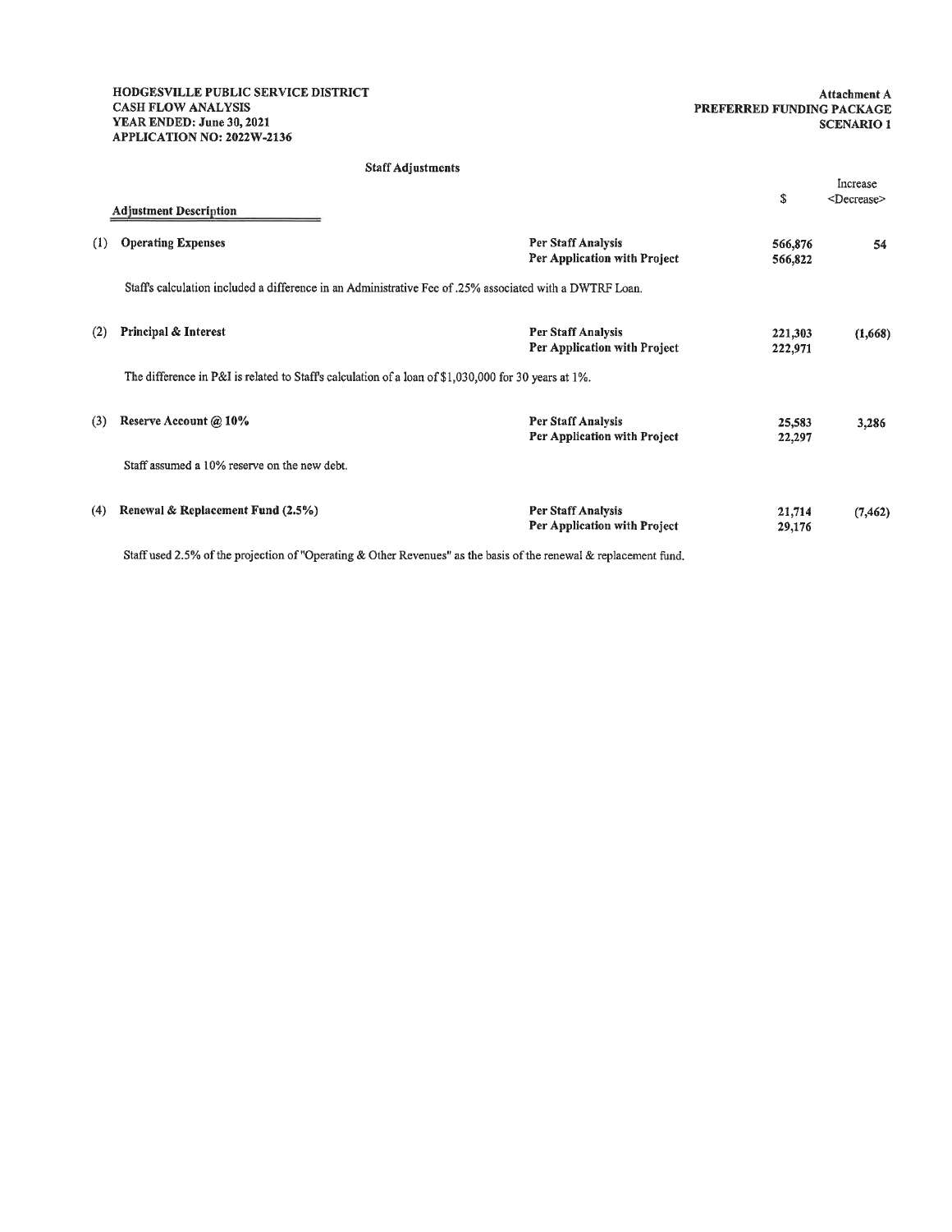**HODGESVILLE PUBLIC SERVICE DISTRICT**
**CASH FLOW ANALYSIS**
**YEAR ENDED: June 30, 2021**
**APPLICATION NO: 2022W-2136**

**Attachment A**
**PREFERRED FUNDING PACKAGE**
**SCENARIO 1**

**Staff Adjustments**

| | Adjustment Description | | $ | Increase <Decrease> |
|---|---|---|---|---|
| (1) | **Operating Expenses** | **Per Staff Analysis** | **566,876** | **54** |
| | | **Per Application with Project** | **566,822** | |

Staffs calculation included a difference in an Administrative Fee of .25% associated with a DWTRF Loan.

| | | | | |
|---|---|---|---|---|
| (2) | **Principal & Interest** | **Per Staff Analysis** | **221,303** | **(1,668)** |
| | | **Per Application with Project** | **222,971** | |

The difference in P&I is related to Staffs calculation of a loan of $1,030,000 for 30 years at 1%.

| | | | | |
|---|---|---|---|---|
| (3) | **Reserve Account @ 10%** | **Per Staff Analysis** | **25,583** | **3,286** |
| | | **Per Application with Project** | **22,297** | |

Staff assumed a 10% reserve on the new debt.

| | | | | |
|---|---|---|---|---|
| (4) | **Renewal & Replacement Fund (2.5%)** | **Per Staff Analysis** | **21,714** | **(7,462)** |
| | | **Per Application with Project** | **29,176** | |

Staff used 2.5% of the projection of "Operating & Other Revenues" as the basis of the renewal & replacement fund.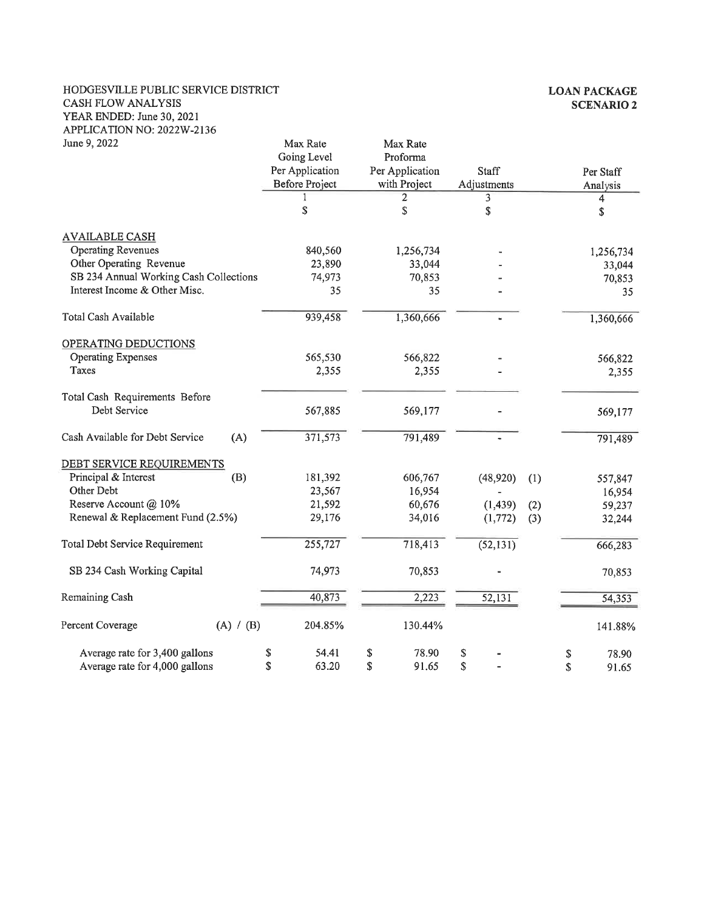HODGESVILLE PUBLIC SERVICE DISTRICT
CASH FLOW ANALYSIS
YEAR ENDED: June 30, 2021
APPLICATION NO: 2022W-2136
June 9, 2022

**LOAN PACKAGE**
**SCENARIO 2**

| | | Max Rate Going Level Per Application Before Project | Max Rate Proforma Per Application with Project | Staff Adjustments | | Per Staff Analysis |
|---|---|---|---|---|---|---|
| | | 1 | 2 | 3 | | 4 |
| | | $ | $ | $ | | $ |
| AVAILABLE CASH | | | | | | |
| Operating Revenues | | 840,560 | 1,256,734 | - | | 1,256,734 |
| Other Operating Revenue | | 23,890 | 33,044 | - | | 33,044 |
| SB 234 Annual Working Cash Collections | | 74,973 | 70,853 | - | | 70,853 |
| Interest Income & Other Misc. | | 35 | 35 | - | | 35 |
| Total Cash Available | | 939,458 | 1,360,666 | - | | 1,360,666 |
| OPERATING DEDUCTIONS | | | | | | |
| Operating Expenses | | 565,530 | 566,822 | - | | 566,822 |
| Taxes | | 2,355 | 2,355 | - | | 2,355 |
| Total Cash Requirements Before Debt Service | | 567,885 | 569,177 | - | | 569,177 |
| Cash Available for Debt Service | (A) | 371,573 | 791,489 | - | | 791,489 |
| DEBT SERVICE REQUIREMENTS | | | | | | |
| Principal & Interest | (B) | 181,392 | 606,767 | (48,920) | (1) | 557,847 |
| Other Debt | | 23,567 | 16,954 | - | | 16,954 |
| Reserve Account @ 10% | | 21,592 | 60,676 | (1,439) | (2) | 59,237 |
| Renewal & Replacement Fund (2.5%) | | 29,176 | 34,016 | (1,772) | (3) | 32,244 |
| Total Debt Service Requirement | | 255,727 | 718,413 | (52,131) | | 666,283 |
| SB 234 Cash Working Capital | | 74,973 | 70,853 | - | | 70,853 |
| Remaining Cash | | 40,873 | 2,223 | 52,131 | | 54,353 |
| Percent Coverage | (A) / (B) | 204.85% | 130.44% | | | 141.88% |
| Average rate for 3,400 gallons | | $ 54.41 | $ 78.90 | $ - | | $ 78.90 |
| Average rate for 4,000 gallons | | $ 63.20 | $ 91.65 | $ - | | $ 91.65 |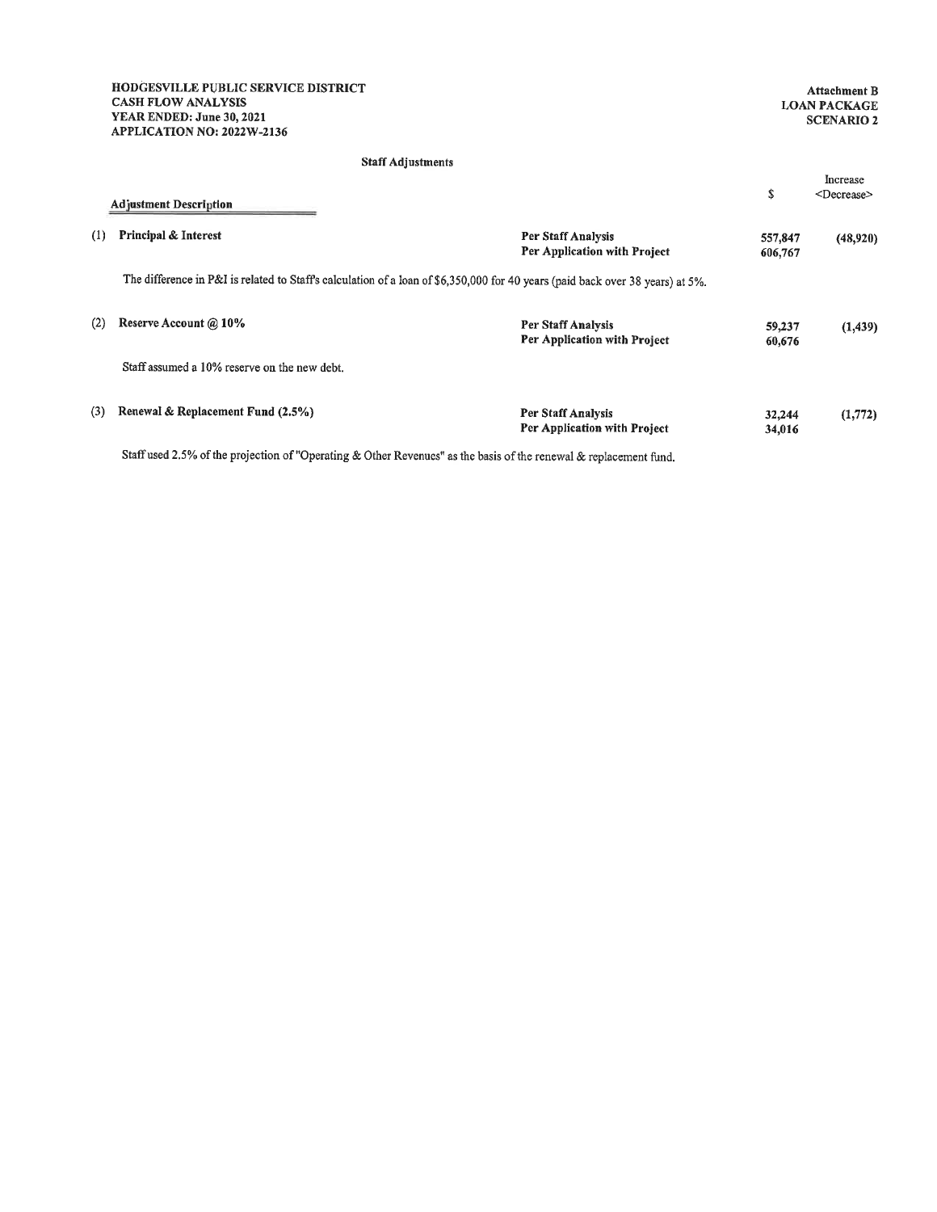**HODGESVILLE PUBLIC SERVICE DISTRICT**
**CASH FLOW ANALYSIS**
**YEAR ENDED: June 30, 2021**
**APPLICATION NO: 2022W-2136**

**Attachment B**
**LOAN PACKAGE**
**SCENARIO 2**

Staff Adjustments

| | Adjustment Description | | $ | Increase <Decrease> |
|---|---|---|---|---|
| (1) | **Principal & Interest** | **Per Staff Analysis** | **557,847** | **(48,920)** |
| | | **Per Application with Project** | **606,767** | |

The difference in P&I is related to Staff's calculation of a loan of $6,350,000 for 40 years (paid back over 38 years) at 5%.

| | Adjustment Description | | $ | Increase <Decrease> |
|---|---|---|---|---|
| (2) | **Reserve Account @ 10%** | **Per Staff Analysis** | **59,237** | **(1,439)** |
| | | **Per Application with Project** | **60,676** | |

Staff assumed a 10% reserve on the new debt.

| | Adjustment Description | | $ | Increase <Decrease> |
|---|---|---|---|---|
| (3) | **Renewal & Replacement Fund (2.5%)** | **Per Staff Analysis** | **32,244** | **(1,772)** |
| | | **Per Application with Project** | **34,016** | |

Staff used 2.5% of the projection of "Operating & Other Revenues" as the basis of the renewal & replacement fund.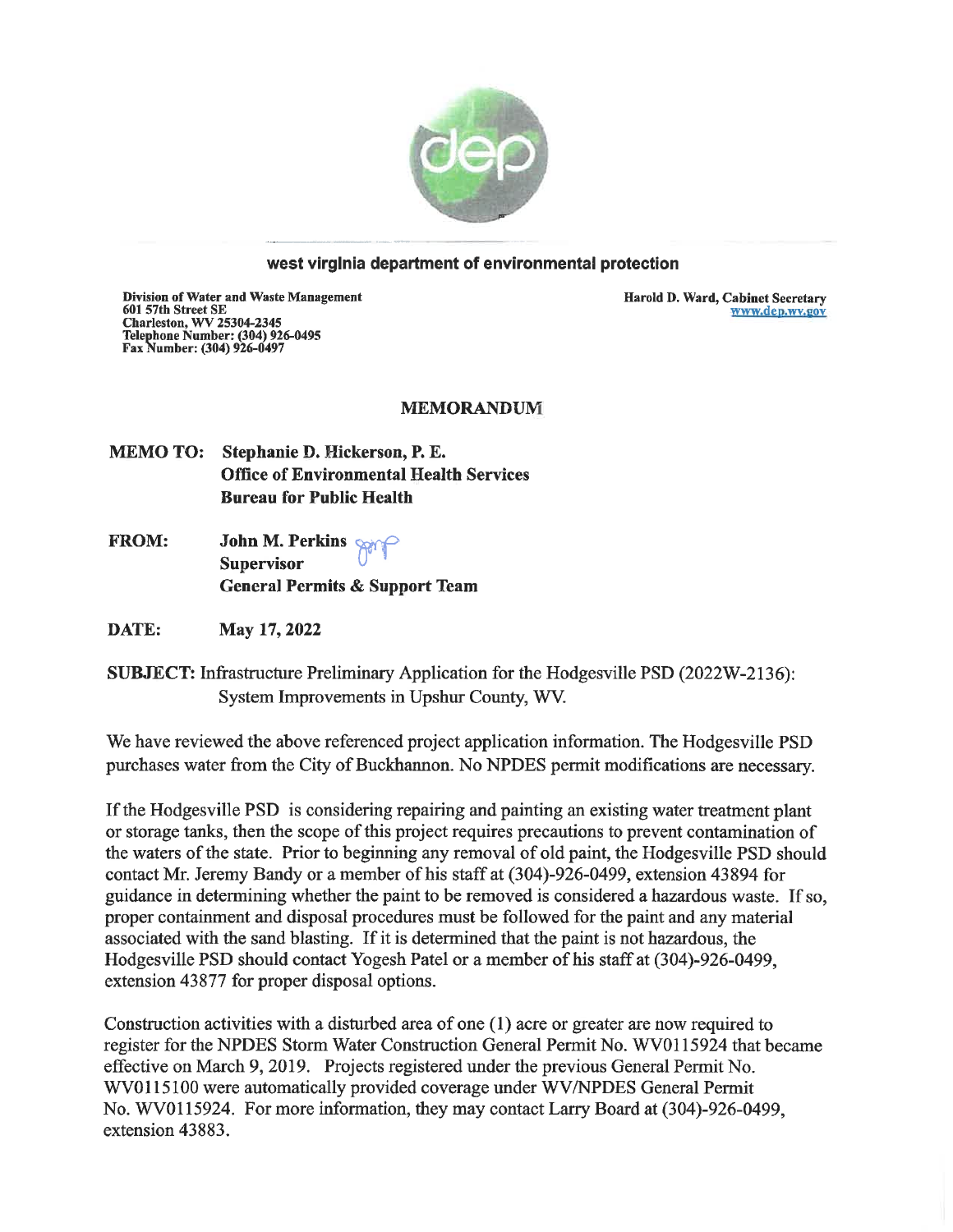**west virginia department of environmental protection**

**Division of Water and Waste Management**
**601 57th Street SE**
**Charleston, WV 25304-2345**
**Telephone Number: (304) 926-0495**
**Fax Number: (304) 926-0497**

**Harold D. Ward, Cabinet Secretary**
**www.dep.wv.gov**

## MEMORANDUM

**MEMO TO:** **Stephanie D. Hickerson, P. E.**
**Office of Environmental Health Services**
**Bureau for Public Health**

**FROM:** **John M. Perkins**
**Supervisor**
**General Permits & Support Team**

**DATE:** **May 17, 2022**

**SUBJECT:** Infrastructure Preliminary Application for the Hodgesville PSD (2022W-2136): System Improvements in Upshur County, WV.

We have reviewed the above referenced project application information. The Hodgesville PSD purchases water from the City of Buckhannon. No NPDES permit modifications are necessary.

If the Hodgesville PSD is considering repairing and painting an existing water treatment plant or storage tanks, then the scope of this project requires precautions to prevent contamination of the waters of the state. Prior to beginning any removal of old paint, the Hodgesville PSD should contact Mr. Jeremy Bandy or a member of his staff at (304)-926-0499, extension 43894 for guidance in determining whether the paint to be removed is considered a hazardous waste. If so, proper containment and disposal procedures must be followed for the paint and any material associated with the sand blasting. If it is determined that the paint is not hazardous, the Hodgesville PSD should contact Yogesh Patel or a member of his staff at (304)-926-0499, extension 43877 for proper disposal options.

Construction activities with a disturbed area of one (1) acre or greater are now required to register for the NPDES Storm Water Construction General Permit No. WV0115924 that became effective on March 9, 2019. Projects registered under the previous General Permit No. WV0115100 were automatically provided coverage under WV/NPDES General Permit No. WV0115924. For more information, they may contact Larry Board at (304)-926-0499, extension 43883.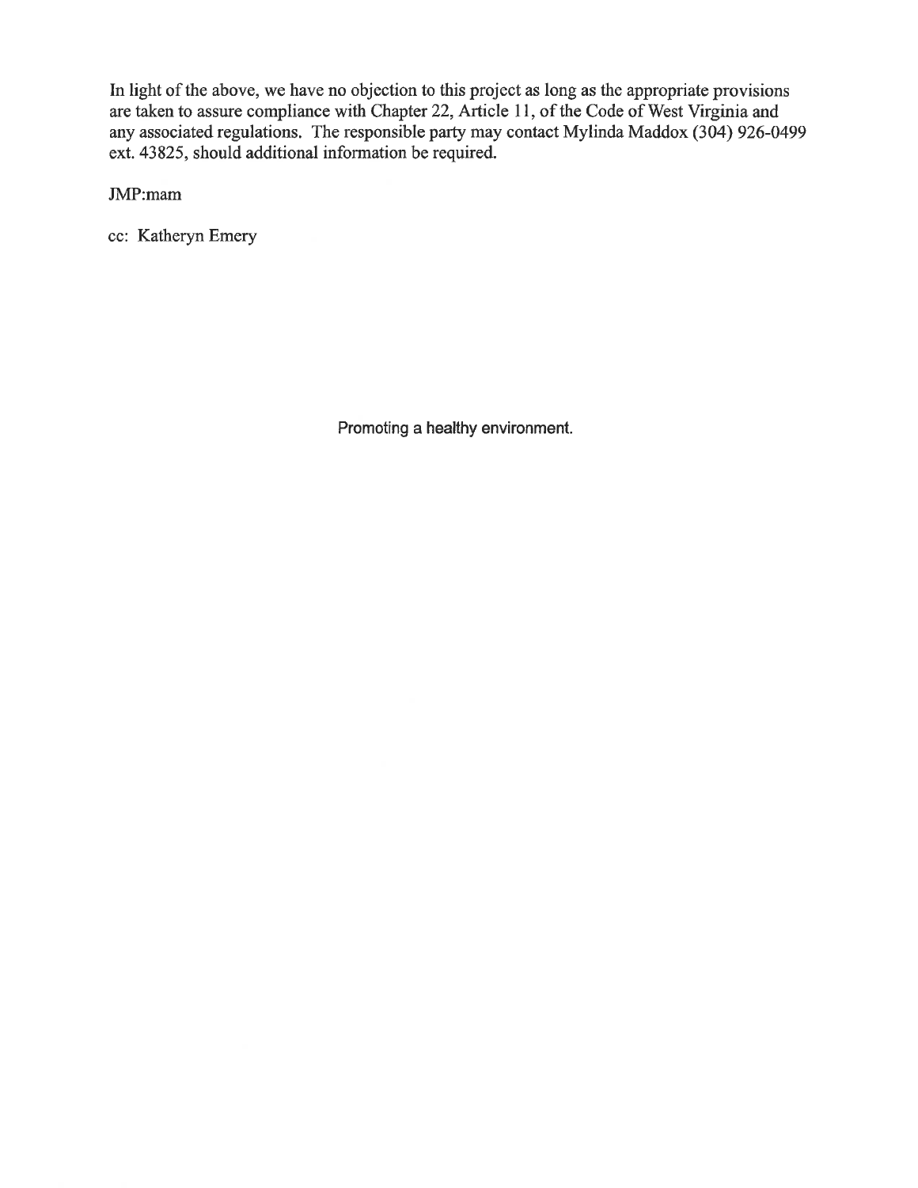In light of the above, we have no objection to this project as long as the appropriate provisions are taken to assure compliance with Chapter 22, Article 11, of the Code of West Virginia and any associated regulations. The responsible party may contact Mylinda Maddox (304) 926-0499 ext. 43825, should additional information be required.

JMP:mam

cc: Katheryn Emery

Promoting a healthy environment.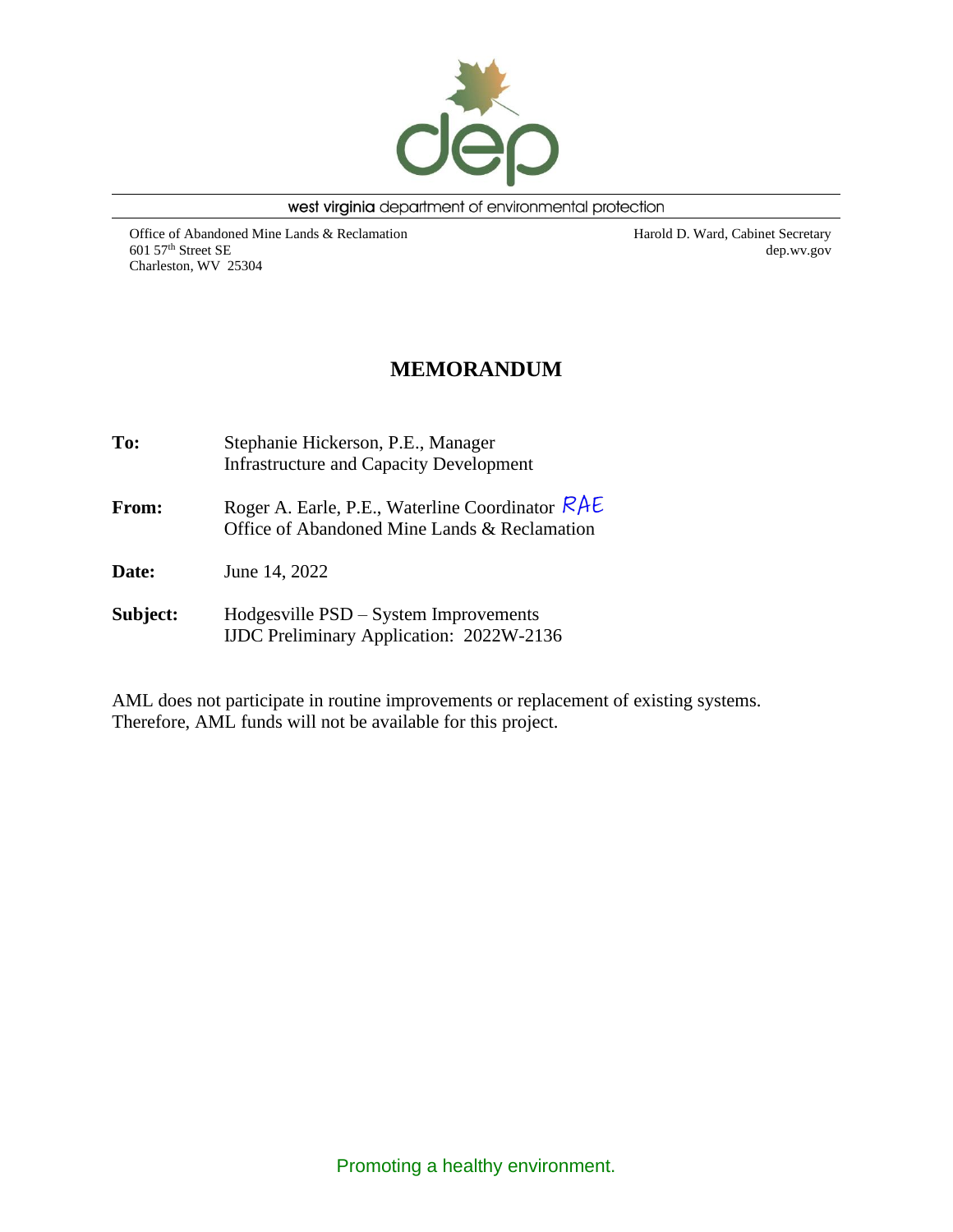west virginia department of environmental protection

Office of Abandoned Mine Lands & Reclamation
601 57th Street SE
Charleston, WV 25304

Harold D. Ward, Cabinet Secretary
dep.wv.gov

# MEMORANDUM

**To:** Stephanie Hickerson, P.E., Manager
Infrastructure and Capacity Development

**From:** Roger A. Earle, P.E., Waterline Coordinator RAE
Office of Abandoned Mine Lands & Reclamation

**Date:** June 14, 2022

**Subject:** Hodgesville PSD – System Improvements
IJDC Preliminary Application: 2022W-2136

AML does not participate in routine improvements or replacement of existing systems. Therefore, AML funds will not be available for this project.

Promoting a healthy environment.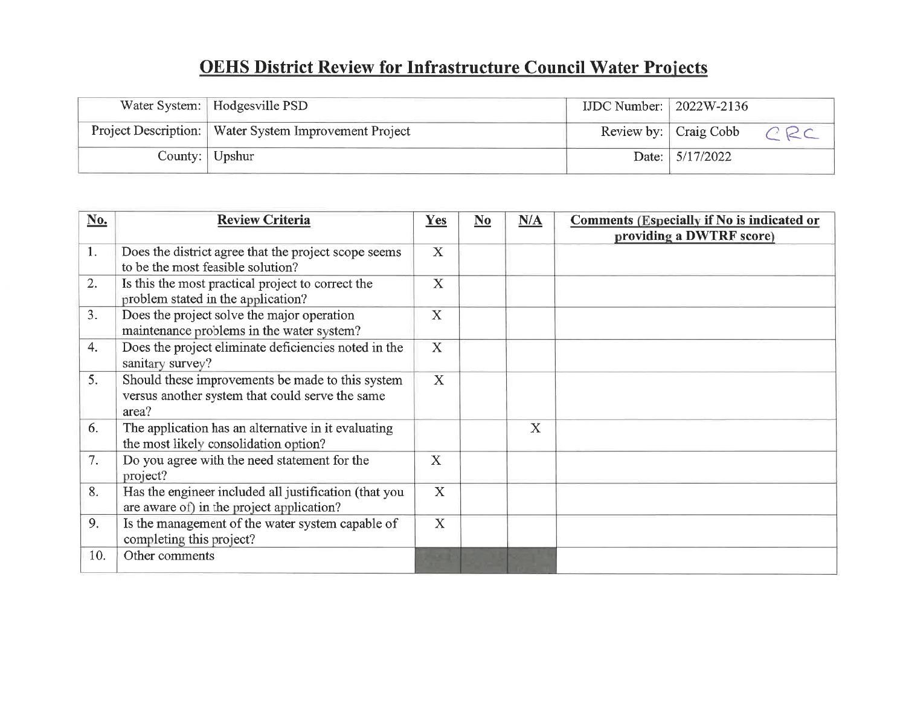# OEHS District Review for Infrastructure Council Water Projects

| Water System: | Hodgesville PSD | IJDC Number: | 2022W-2136 |
| --- | --- | --- | --- |
| Project Description: | Water System Improvement Project | Review by: | Craig Cobb CRC |
| County: | Upshur | Date: | 5/17/2022 |

| No. | Review Criteria | Yes | No | N/A | Comments (Especially if No is indicated or providing a DWTRF score) |
| --- | --- | --- | --- | --- | --- |
| 1. | Does the district agree that the project scope seems to be the most feasible solution? | X | | | |
| 2. | Is this the most practical project to correct the problem stated in the application? | X | | | |
| 3. | Does the project solve the major operation maintenance problems in the water system? | X | | | |
| 4. | Does the project eliminate deficiencies noted in the sanitary survey? | X | | | |
| 5. | Should these improvements be made to this system versus another system that could serve the same area? | X | | | |
| 6. | The application has an alternative in it evaluating the most likely consolidation option? | | | X | |
| 7. | Do you agree with the need statement for the project? | X | | | |
| 8. | Has the engineer included all justification (that you are aware of) in the project application? | X | | | |
| 9. | Is the management of the water system capable of completing this project? | X | | | |
| 10. | Other comments | | | | |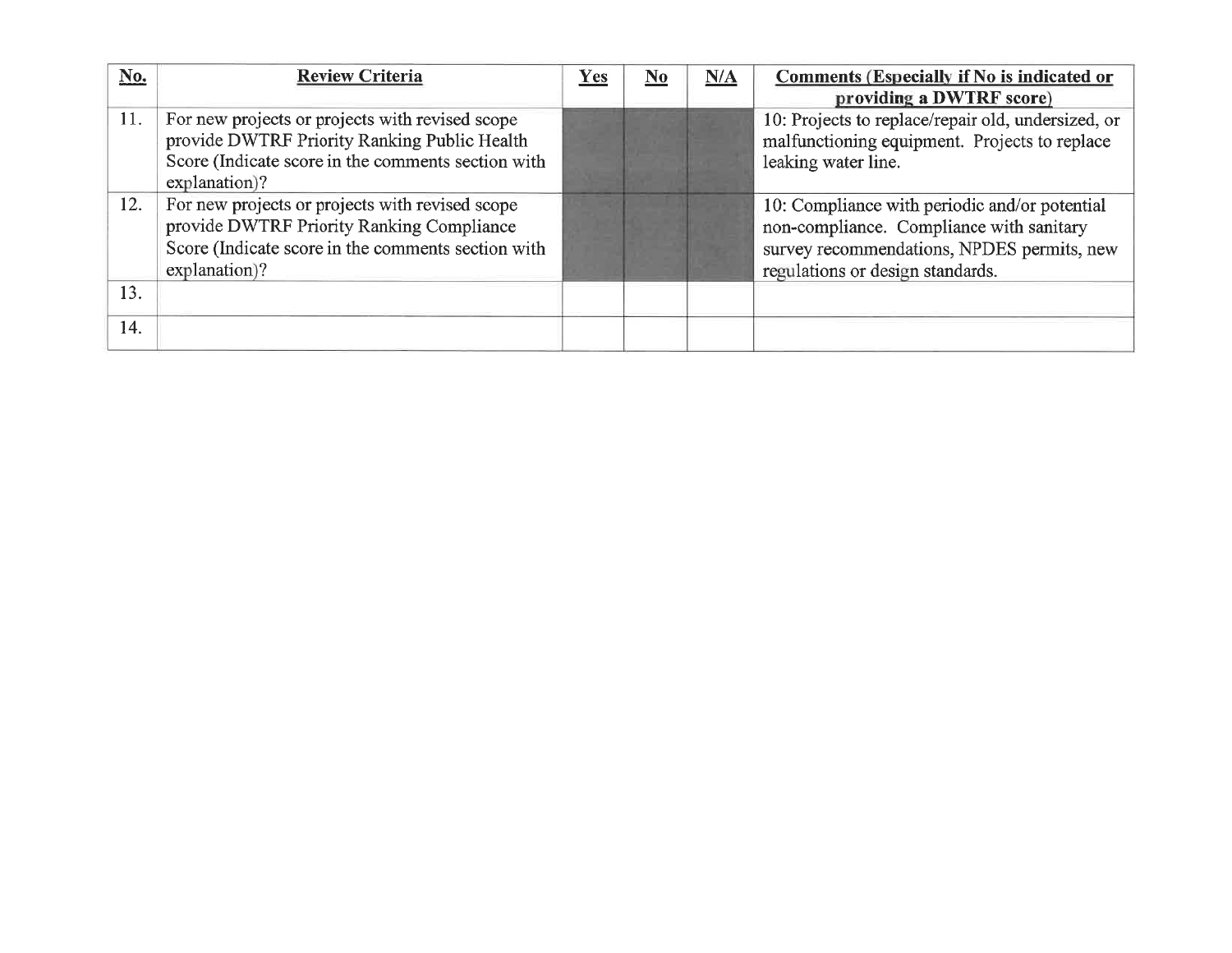| No. | Review Criteria | Yes | No | N/A | Comments (Especially if No is indicated or providing a DWTRF score) |
|---|---|---|---|---|---|
| 11. | For new projects or projects with revised scope provide DWTRF Priority Ranking Public Health Score (Indicate score in the comments section with explanation)? | | | | 10: Projects to replace/repair old, undersized, or malfunctioning equipment. Projects to replace leaking water line. |
| 12. | For new projects or projects with revised scope provide DWTRF Priority Ranking Compliance Score (Indicate score in the comments section with explanation)? | | | | 10: Compliance with periodic and/or potential non-compliance. Compliance with sanitary survey recommendations, NPDES permits, new regulations or design standards. |
| 13. | | | | | |
| 14. | | | | | |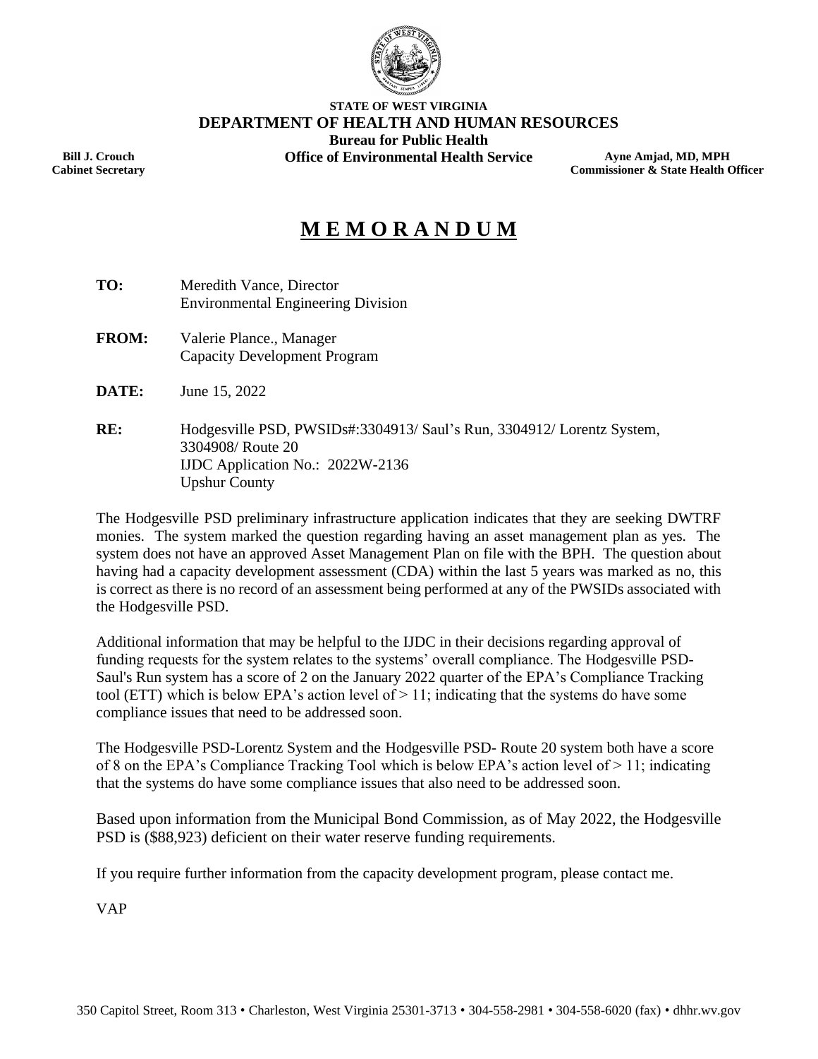**STATE OF WEST VIRGINIA**
**DEPARTMENT OF HEALTH AND HUMAN RESOURCES**
**Bureau for Public Health**
**Office of Environmental Health Service**

**Bill J. Crouch**
**Cabinet Secretary**

**Ayne Amjad, MD, MPH**
**Commissioner & State Health Officer**

# M E M O R A N D U M

**TO:** Meredith Vance, Director
Environmental Engineering Division

**FROM:** Valerie Plance., Manager
Capacity Development Program

**DATE:** June 15, 2022

**RE:** Hodgesville PSD, PWSIDs#:3304913/ Saul's Run, 3304912/ Lorentz System, 3304908/ Route 20
IJDC Application No.: 2022W-2136
Upshur County

The Hodgesville PSD preliminary infrastructure application indicates that they are seeking DWTRF monies. The system marked the question regarding having an asset management plan as yes. The system does not have an approved Asset Management Plan on file with the BPH. The question about having had a capacity development assessment (CDA) within the last 5 years was marked as no, this is correct as there is no record of an assessment being performed at any of the PWSIDs associated with the Hodgesville PSD.

Additional information that may be helpful to the IJDC in their decisions regarding approval of funding requests for the system relates to the systems' overall compliance. The Hodgesville PSD-Saul's Run system has a score of 2 on the January 2022 quarter of the EPA's Compliance Tracking tool (ETT) which is below EPA's action level of > 11; indicating that the systems do have some compliance issues that need to be addressed soon.

The Hodgesville PSD-Lorentz System and the Hodgesville PSD- Route 20 system both have a score of 8 on the EPA's Compliance Tracking Tool which is below EPA's action level of > 11; indicating that the systems do have some compliance issues that also need to be addressed soon.

Based upon information from the Municipal Bond Commission, as of May 2022, the Hodgesville PSD is ($88,923) deficient on their water reserve funding requirements.

If you require further information from the capacity development program, please contact me.

VAP

350 Capitol Street, Room 313 • Charleston, West Virginia 25301-3713 • 304-558-2981 • 304-558-6020 (fax) • dhhr.wv.gov